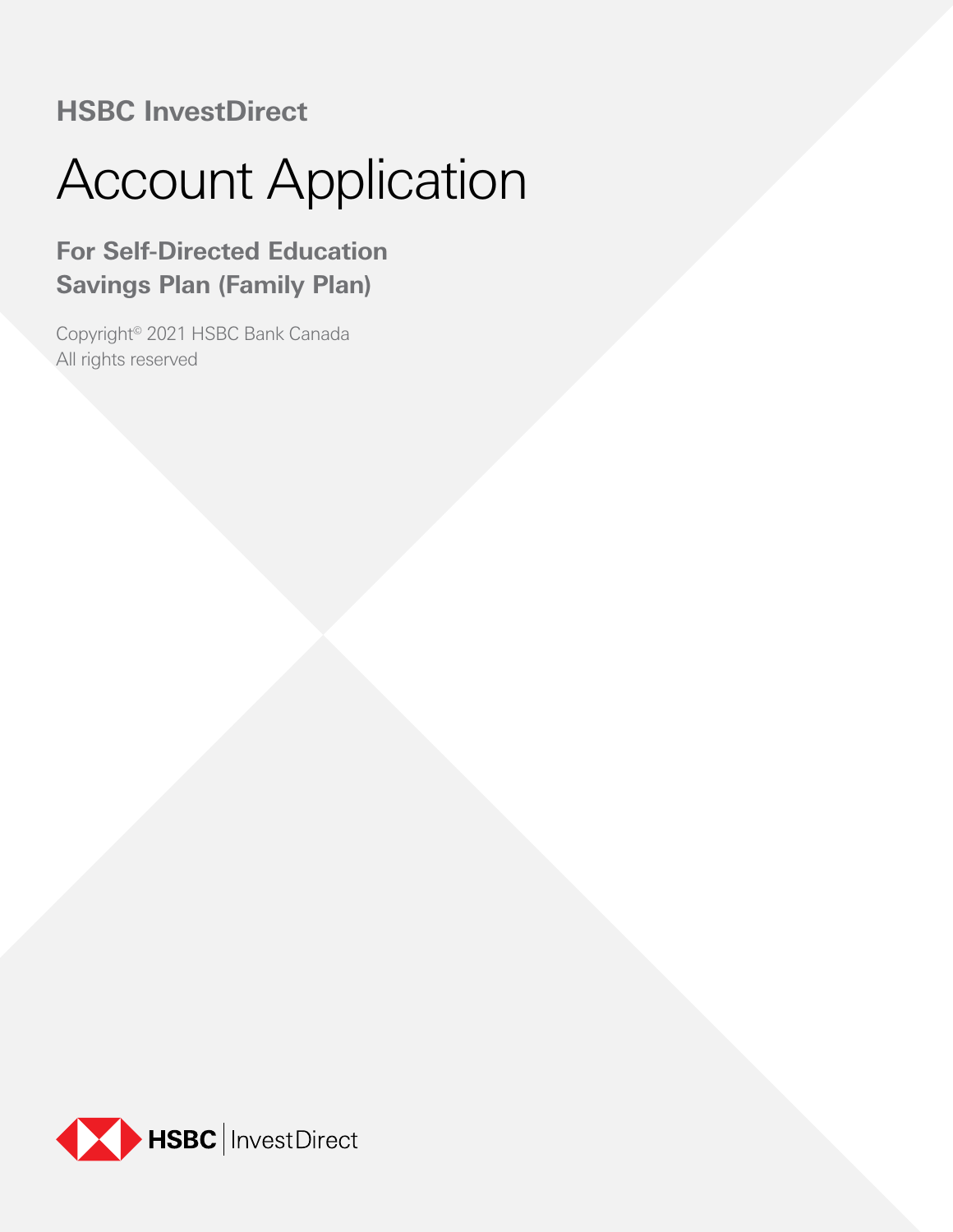**HSBC InvestDirect**

# Account Application

## For Self-Directed Education Savings Plan (Family Plan)

Copyright© 2021 HSBC Bank Canada
All rights reserved

HSBC | InvestDirect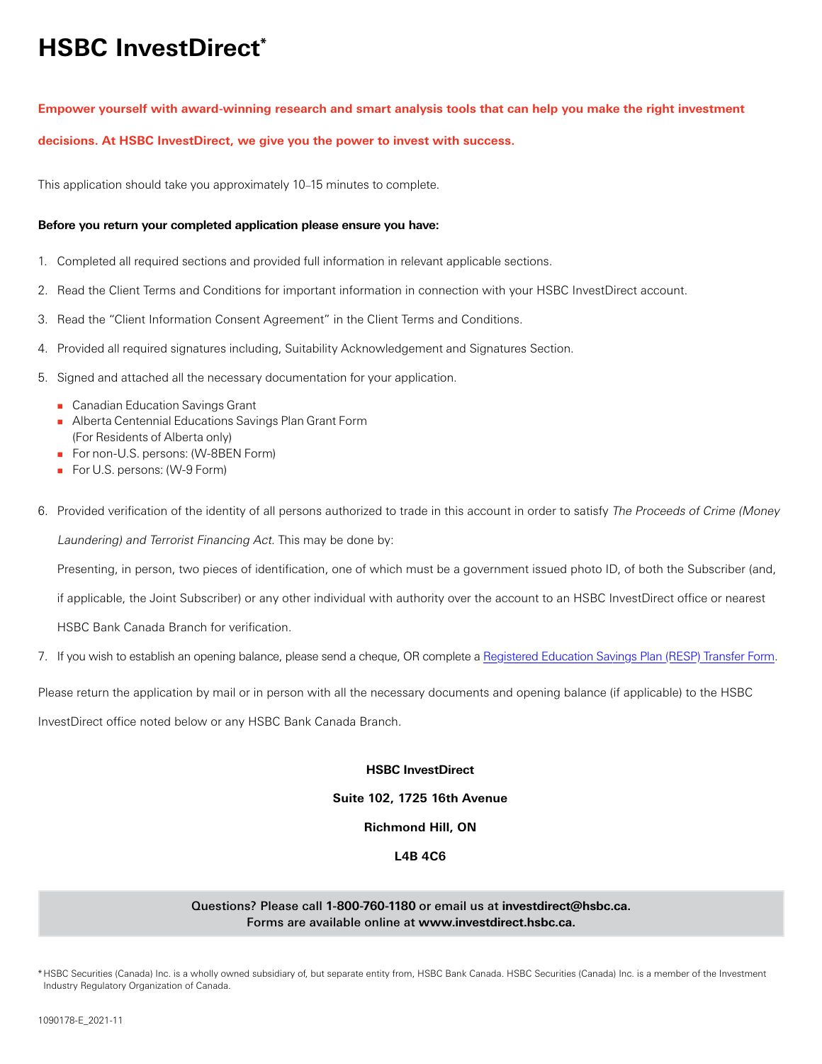# HSBC InvestDirect*

**Empower yourself with award-winning research and smart analysis tools that can help you make the right investment decisions. At HSBC InvestDirect, we give you the power to invest with success.**

This application should take you approximately 10–15 minutes to complete.

**Before you return your completed application please ensure you have:**

1. Completed all required sections and provided full information in relevant applicable sections.
2. Read the Client Terms and Conditions for important information in connection with your HSBC InvestDirect account.
3. Read the "Client Information Consent Agreement" in the Client Terms and Conditions.
4. Provided all required signatures including, Suitability Acknowledgement and Signatures Section.
5. Signed and attached all the necessary documentation for your application.
   - Canadian Education Savings Grant
   - Alberta Centennial Educations Savings Plan Grant Form (For Residents of Alberta only)
   - For non-U.S. persons: (W-8BEN Form)
   - For U.S. persons: (W-9 Form)
6. Provided verification of the identity of all persons authorized to trade in this account in order to satisfy *The Proceeds of Crime (Money Laundering) and Terrorist Financing Act*. This may be done by:

   Presenting, in person, two pieces of identification, one of which must be a government issued photo ID, of both the Subscriber (and, if applicable, the Joint Subscriber) or any other individual with authority over the account to an HSBC InvestDirect office or nearest HSBC Bank Canada Branch for verification.
7. If you wish to establish an opening balance, please send a cheque, OR complete a Registered Education Savings Plan (RESP) Transfer Form.

Please return the application by mail or in person with all the necessary documents and opening balance (if applicable) to the HSBC InvestDirect office noted below or any HSBC Bank Canada Branch.

**HSBC InvestDirect**
**Suite 102, 1725 16th Avenue**
**Richmond Hill, ON**
**L4B 4C6**

**Questions? Please call 1-800-760-1180 or email us at investdirect@hsbc.ca.**
**Forms are available online at www.investdirect.hsbc.ca.**

* HSBC Securities (Canada) Inc. is a wholly owned subsidiary of, but separate entity from, HSBC Bank Canada. HSBC Securities (Canada) Inc. is a member of the Investment Industry Regulatory Organization of Canada.

1090178-E_2021-11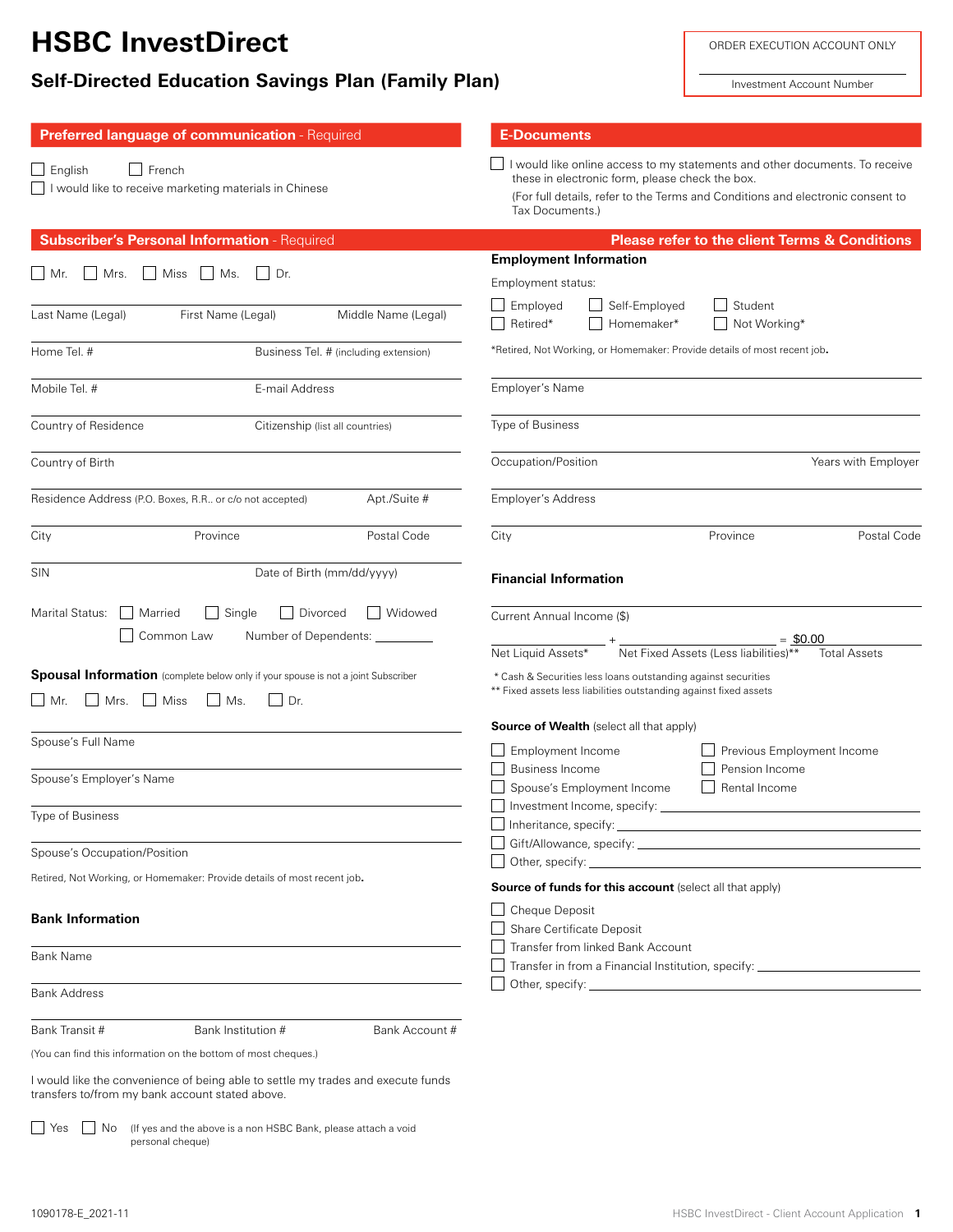# HSBC InvestDirect

## Self-Directed Education Savings Plan (Family Plan)

ORDER EXECUTION ACCOUNT ONLY

Investment Account Number

## Preferred language of communication - Required

☐ English ☐ French

☐ I would like to receive marketing materials in Chinese

## Subscriber's Personal Information - Required

☐ Mr. ☐ Mrs. ☐ Miss ☐ Ms. ☐ Dr.

Last Name (Legal) | First Name (Legal) | Middle Name (Legal)

Home Tel. # | Business Tel. # (including extension)

Mobile Tel. # | E-mail Address

Country of Residence | Citizenship (list all countries)

Country of Birth

Residence Address (P.O. Boxes, R.R.. or c/o not accepted) | Apt./Suite #

City | Province | Postal Code

SIN | Date of Birth (mm/dd/yyyy)

Marital Status: ☐ Married ☐ Single ☐ Divorced ☐ Widowed ☐ Common Law

Number of Dependents: _________

**Spousal Information** (complete below only if your spouse is not a joint Subscriber)

☐ Mr. ☐ Mrs. ☐ Miss ☐ Ms. ☐ Dr.

Spouse's Full Name

Spouse's Employer's Name

Type of Business

Spouse's Occupation/Position

Retired, Not Working, or Homemaker: Provide details of most recent job.

### Bank Information

Bank Name

Bank Address

Bank Transit # | Bank Institution # | Bank Account #

(You can find this information on the bottom of most cheques.)

I would like the convenience of being able to settle my trades and execute funds transfers to/from my bank account stated above.

☐ Yes ☐ No (If yes and the above is a non HSBC Bank, please attach a void personal cheque)

## E-Documents

☐ I would like online access to my statements and other documents. To receive these in electronic form, please check the box.

(For full details, refer to the Terms and Conditions and electronic consent to Tax Documents.)

## Please refer to the client Terms & Conditions

### Employment Information

Employment status:

☐ Employed ☐ Self-Employed ☐ Student

☐ Retired* ☐ Homemaker* ☐ Not Working*

*Retired, Not Working, or Homemaker: Provide details of most recent job.

Employer's Name

Type of Business

Occupation/Position | Years with Employer

Employer's Address

City | Province | Postal Code

### Financial Information

Current Annual Income ($)

_________ + _________ = $0.00

Net Liquid Assets* | Net Fixed Assets (Less liabilities)** | Total Assets

\* Cash & Securities less loans outstanding against securities

\*\* Fixed assets less liabilities outstanding against fixed assets

**Source of Wealth** (select all that apply)

☐ Employment Income ☐ Previous Employment Income

☐ Business Income ☐ Pension Income

☐ Spouse's Employment Income ☐ Rental Income

☐ Investment Income, specify: _________

☐ Inheritance, specify: _________

☐ Gift/Allowance, specify: _________

☐ Other, specify: _________

**Source of funds for this account** (select all that apply)

☐ Cheque Deposit

☐ Share Certificate Deposit

☐ Transfer from linked Bank Account

☐ Transfer in from a Financial Institution, specify: _________

☐ Other, specify: _________

1090178-E_2021-11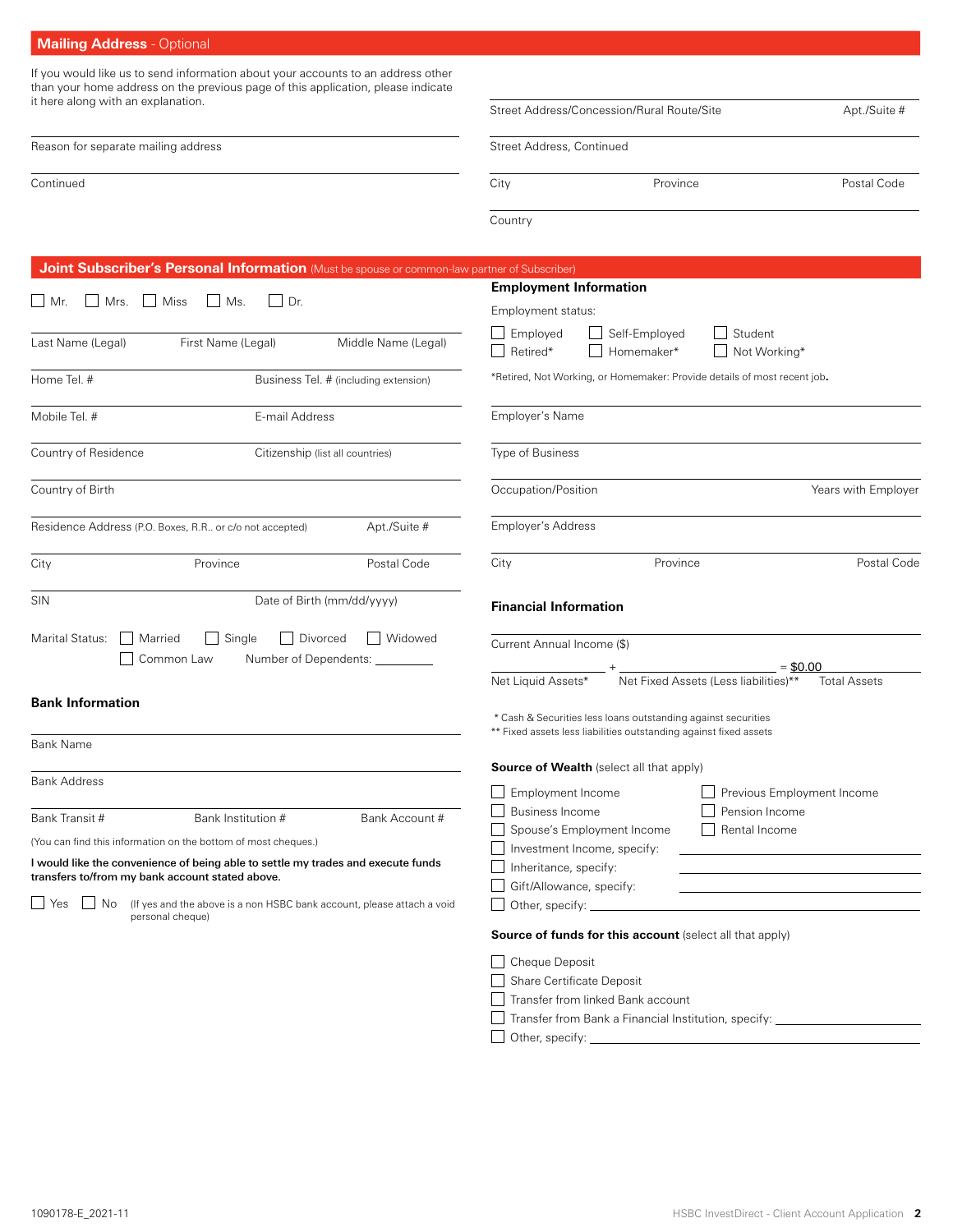## Mailing Address - Optional

If you would like us to send information about your accounts to an address other than your home address on the previous page of this application, please indicate it here along with an explanation.

Reason for separate mailing address

Continued

Street Address/Concession/Rural Route/Site | Apt./Suite #

Street Address, Continued

City | Province | Postal Code

Country

## Joint Subscriber's Personal Information (Must be spouse or common-law partner of Subscriber)

☐ Mr. ☐ Mrs. ☐ Miss ☐ Ms. ☐ Dr.

Last Name (Legal) | First Name (Legal) | Middle Name (Legal)

Home Tel. # | Business Tel. # (including extension)

Mobile Tel. # | E-mail Address

Country of Residence | Citizenship (list all countries)

Country of Birth

Residence Address (P.O. Boxes, R.R.. or c/o not accepted) | Apt./Suite #

City | Province | Postal Code

SIN | Date of Birth (mm/dd/yyyy)

Marital Status: ☐ Married ☐ Single ☐ Divorced ☐ Widowed ☐ Common Law

Number of Dependents: _________

### Bank Information

Bank Name

Bank Address

Bank Transit # | Bank Institution # | Bank Account #

(You can find this information on the bottom of most cheques.)

**I would like the convenience of being able to settle my trades and execute funds transfers to/from my bank account stated above.**

☐ Yes ☐ No (If yes and the above is a non HSBC bank account, please attach a void personal cheque)

### Employment Information

Employment status:

☐ Employed ☐ Self-Employed ☐ Student
☐ Retired* ☐ Homemaker* ☐ Not Working*

*Retired, Not Working, or Homemaker: Provide details of most recent job.

Employer's Name

Type of Business

Occupation/Position | Years with Employer

Employer's Address

City | Province | Postal Code

### Financial Information

Current Annual Income ($)

_____________ + _____________ = $0.00

Net Liquid Assets* | Net Fixed Assets (Less liabilities)** | Total Assets

\* Cash & Securities less loans outstanding against securities
\*\* Fixed assets less liabilities outstanding against fixed assets

**Source of Wealth** (select all that apply)

☐ Employment Income
☐ Business Income
☐ Spouse's Employment Income
☐ Investment Income, specify: _____________
☐ Inheritance, specify: _____________
☐ Gift/Allowance, specify: _____________
☐ Other, specify: _____________
☐ Previous Employment Income
☐ Pension Income
☐ Rental Income

**Source of funds for this account** (select all that apply)

☐ Cheque Deposit
☐ Share Certificate Deposit
☐ Transfer from linked Bank account
☐ Transfer from Bank a Financial Institution, specify: _____________
☐ Other, specify: _____________

1090178-E_2021-11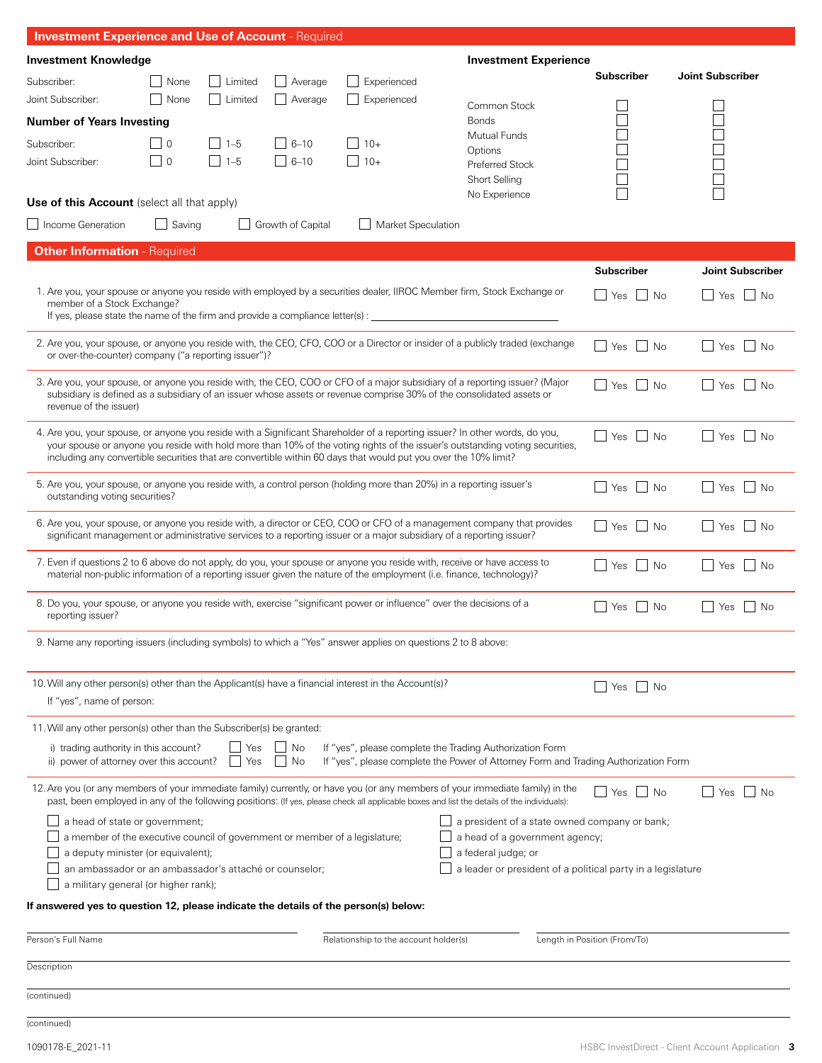## Investment Experience and Use of Account - Required

### Investment Knowledge

| | | | | |
|---|---|---|---|---|
| Subscriber: | ☐ None | ☐ Limited | ☐ Average | ☐ Experienced |
| Joint Subscriber: | ☐ None | ☐ Limited | ☐ Average | ☐ Experienced |

### Number of Years Investing

| | | | | |
|---|---|---|---|---|
| Subscriber: | ☐ 0 | ☐ 1–5 | ☐ 6–10 | ☐ 10+ |
| Joint Subscriber: | ☐ 0 | ☐ 1–5 | ☐ 6–10 | ☐ 10+ |

### Investment Experience

| | Subscriber | Joint Subscriber |
|---|---|---|
| Common Stock | ☐ | ☐ |
| Bonds | ☐ | ☐ |
| Mutual Funds | ☐ | ☐ |
| Options | ☐ | ☐ |
| Preferred Stock | ☐ | ☐ |
| Short Selling | ☐ | ☐ |
| No Experience | ☐ | ☐ |

**Use of this Account** (select all that apply)

☐ Income Generation ☐ Saving ☐ Growth of Capital ☐ Market Speculation

## Other Information - Required

| | Subscriber | Joint Subscriber |
|---|---|---|
| 1. Are you, your spouse or anyone you reside with employed by a securities dealer, IIROC Member firm, Stock Exchange or member of a Stock Exchange? If yes, please state the name of the firm and provide a compliance letter(s) : ______________________ | ☐ Yes ☐ No | ☐ Yes ☐ No |
| 2. Are you, your spouse, or anyone you reside with, the CEO, CFO, COO or a Director or insider of a publicly traded (exchange or over-the-counter) company ("a reporting issuer")? | ☐ Yes ☐ No | ☐ Yes ☐ No |
| 3. Are you, your spouse, or anyone you reside with, the CEO, COO or CFO of a major subsidiary of a reporting issuer? (Major subsidiary is defined as a subsidiary of an issuer whose assets or revenue comprise 30% of the consolidated assets or revenue of the issuer) | ☐ Yes ☐ No | ☐ Yes ☐ No |
| 4. Are you, your spouse, or anyone you reside with a Significant Shareholder of a reporting issuer? In other words, do you, your spouse or anyone you reside with hold more than 10% of the voting rights of the issuer's outstanding voting securities, including any convertible securities that are convertible within 60 days that would put you over the 10% limit? | ☐ Yes ☐ No | ☐ Yes ☐ No |
| 5. Are you, your spouse, or anyone you reside with, a control person (holding more than 20%) in a reporting issuer's outstanding voting securities? | ☐ Yes ☐ No | ☐ Yes ☐ No |
| 6. Are you, your spouse, or anyone you reside with, a director or CEO, COO or CFO of a management company that provides significant management or administrative services to a reporting issuer or a major subsidiary of a reporting issuer? | ☐ Yes ☐ No | ☐ Yes ☐ No |
| 7. Even if questions 2 to 6 above do not apply, do you, your spouse or anyone you reside with, receive or have access to material non-public information of a reporting issuer given the nature of the employment (i.e. finance, technology)? | ☐ Yes ☐ No | ☐ Yes ☐ No |
| 8. Do you, your spouse, or anyone you reside with, exercise "significant power or influence" over the decisions of a reporting issuer? | ☐ Yes ☐ No | ☐ Yes ☐ No |

9. Name any reporting issuers (including symbols) to which a "Yes" answer applies on questions 2 to 8 above:

10. Will any other person(s) other than the Applicant(s) have a financial interest in the Account(s)? ☐ Yes ☐ No

If "yes", name of person:

11. Will any other person(s) other than the Subscriber(s) be granted:

i) trading authority in this account? ☐ Yes ☐ No — If "yes", please complete the Trading Authorization Form

ii) power of attorney over this account? ☐ Yes ☐ No — If "yes", please complete the Power of Attorney Form and Trading Authorization Form

12. Are you (or any members of your immediate family) currently, or have you (or any members of your immediate family) in the past, been employed in any of the following positions: (If yes, please check all applicable boxes and list the details of the individuals): Subscriber ☐ Yes ☐ No Joint Subscriber ☐ Yes ☐ No

- ☐ a head of state or government;
- ☐ a member of the executive council of government or member of a legislature;
- ☐ a deputy minister (or equivalent);
- ☐ an ambassador or an ambassador's attaché or counselor;
- ☐ a military general (or higher rank);
- ☐ a president of a state owned company or bank;
- ☐ a head of a government agency;
- ☐ a federal judge; or
- ☐ a leader or president of a political party in a legislature

**If answered yes to question 12, please indicate the details of the person(s) below:**

Person's Full Name ______________________ Relationship to the account holder(s) ______________________ Length in Position (From/To) ______________________

Description ______________________

(continued) ______________________

(continued) ______________________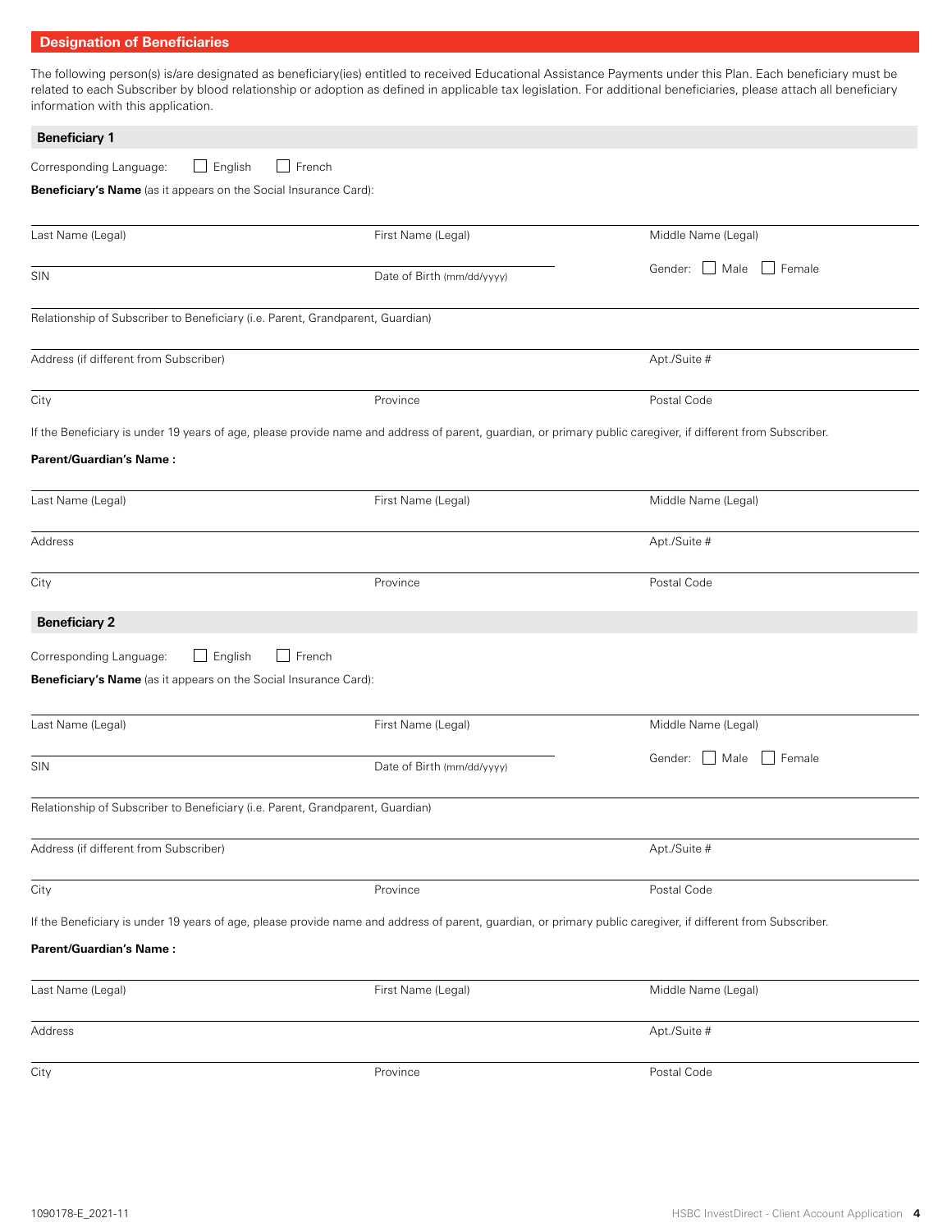## Designation of Beneficiaries

The following person(s) is/are designated as beneficiary(ies) entitled to received Educational Assistance Payments under this Plan. Each beneficiary must be related to each Subscriber by blood relationship or adoption as defined in applicable tax legislation. For additional beneficiaries, please attach all beneficiary information with this application.

### Beneficiary 1

Corresponding Language: ☐ English ☐ French

**Beneficiary's Name** (as it appears on the Social Insurance Card):

| Last Name (Legal) | First Name (Legal) | Middle Name (Legal) |
|---|---|---|
| | | |

| SIN | Date of Birth (mm/dd/yyyy) | Gender: ☐ Male ☐ Female |
|---|---|---|
| | | |

Relationship of Subscriber to Beneficiary (i.e. Parent, Grandparent, Guardian)

| Address (if different from Subscriber) | Apt./Suite # |
|---|---|
| | |

| City | Province | Postal Code |
|---|---|---|
| | | |

If the Beneficiary is under 19 years of age, please provide name and address of parent, guardian, or primary public caregiver, if different from Subscriber.

**Parent/Guardian's Name :**

| Last Name (Legal) | First Name (Legal) | Middle Name (Legal) |
|---|---|---|
| | | |

| Address | Apt./Suite # |
|---|---|
| | |

| City | Province | Postal Code |
|---|---|---|
| | | |

### Beneficiary 2

Corresponding Language: ☐ English ☐ French

**Beneficiary's Name** (as it appears on the Social Insurance Card):

| Last Name (Legal) | First Name (Legal) | Middle Name (Legal) |
|---|---|---|
| | | |

| SIN | Date of Birth (mm/dd/yyyy) | Gender: ☐ Male ☐ Female |
|---|---|---|
| | | |

Relationship of Subscriber to Beneficiary (i.e. Parent, Grandparent, Guardian)

| Address (if different from Subscriber) | Apt./Suite # |
|---|---|
| | |

| City | Province | Postal Code |
|---|---|---|
| | | |

If the Beneficiary is under 19 years of age, please provide name and address of parent, guardian, or primary public caregiver, if different from Subscriber.

**Parent/Guardian's Name :**

| Last Name (Legal) | First Name (Legal) | Middle Name (Legal) |
|---|---|---|
| | | |

| Address | Apt./Suite # |
|---|---|
| | |

| City | Province | Postal Code |
|---|---|---|
| | | |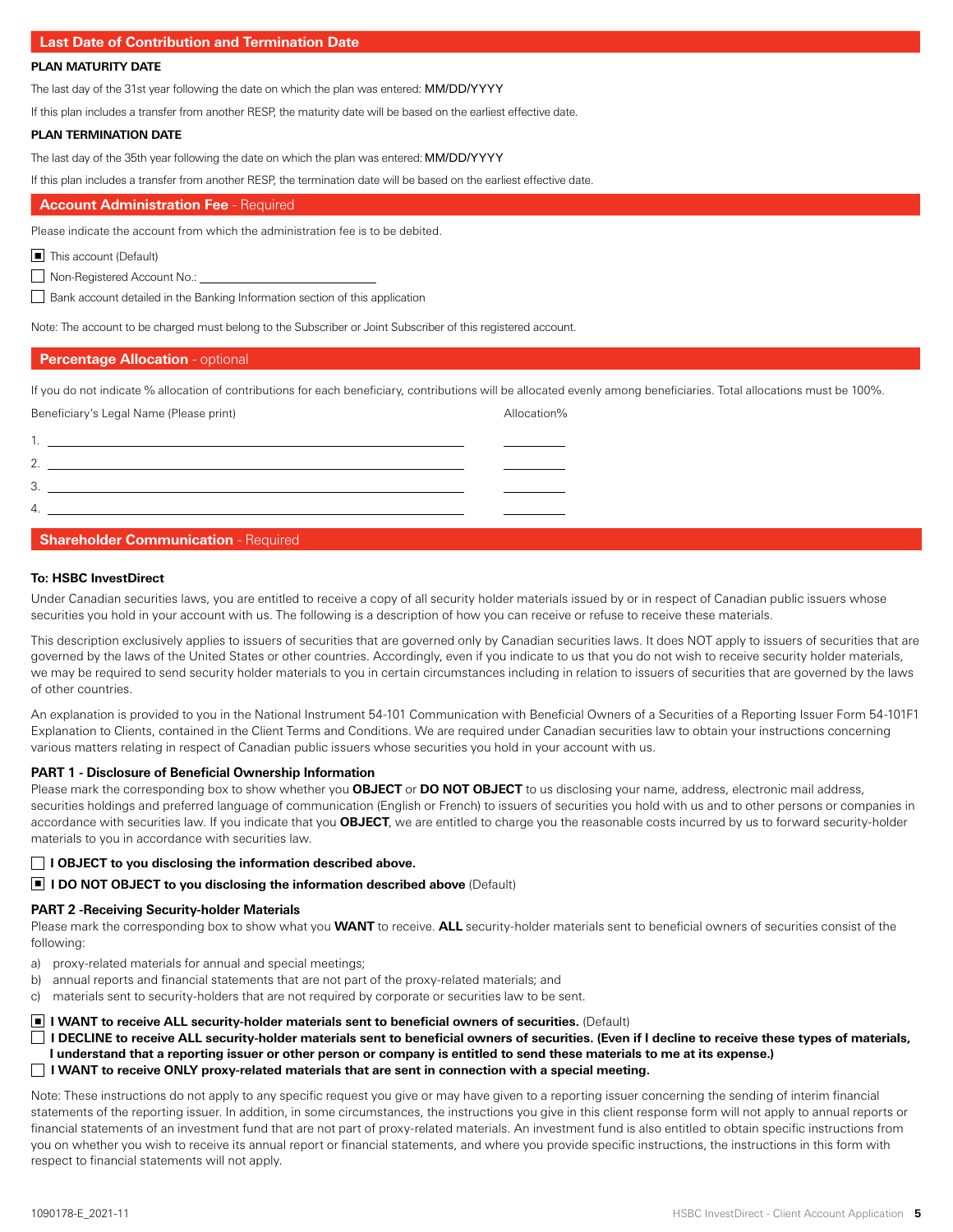## Last Date of Contribution and Termination Date

**PLAN MATURITY DATE**

The last day of the 31st year following the date on which the plan was entered: MM/DD/YYYY

If this plan includes a transfer from another RESP, the maturity date will be based on the earliest effective date.

**PLAN TERMINATION DATE**

The last day of the 35th year following the date on which the plan was entered: MM/DD/YYYY

If this plan includes a transfer from another RESP, the termination date will be based on the earliest effective date.

## Account Administration Fee - Required

Please indicate the account from which the administration fee is to be debited.

- ☒ This account (Default)
- ☐ Non-Registered Account No.: ______________________
- ☐ Bank account detailed in the Banking Information section of this application

Note: The account to be charged must belong to the Subscriber or Joint Subscriber of this registered account.

## Percentage Allocation - optional

If you do not indicate % allocation of contributions for each beneficiary, contributions will be allocated evenly among beneficiaries. Total allocations must be 100%.

| Beneficiary's Legal Name (Please print) | Allocation% |
|---|---|
| 1. | |
| 2. | |
| 3. | |
| 4. | |

## Shareholder Communication - Required

**To: HSBC InvestDirect**

Under Canadian securities laws, you are entitled to receive a copy of all security holder materials issued by or in respect of Canadian public issuers whose securities you hold in your account with us. The following is a description of how you can receive or refuse to receive these materials.

This description exclusively applies to issuers of securities that are governed only by Canadian securities laws. It does NOT apply to issuers of securities that are governed by the laws of the United States or other countries. Accordingly, even if you indicate to us that you do not wish to receive security holder materials, we may be required to send security holder materials to you in certain circumstances including in relation to issuers of securities that are governed by the laws of other countries.

An explanation is provided to you in the National Instrument 54-101 Communication with Beneficial Owners of a Securities of a Reporting Issuer Form 54-101F1 Explanation to Clients, contained in the Client Terms and Conditions. We are required under Canadian securities law to obtain your instructions concerning various matters relating in respect of Canadian public issuers whose securities you hold in your account with us.

**PART 1 - Disclosure of Beneficial Ownership Information**

Please mark the corresponding box to show whether you **OBJECT** or **DO NOT OBJECT** to us disclosing your name, address, electronic mail address, securities holdings and preferred language of communication (English or French) to issuers of securities you hold with us and to other persons or companies in accordance with securities law. If you indicate that you **OBJECT**, we are entitled to charge you the reasonable costs incurred by us to forward security-holder materials to you in accordance with securities law.

- ☐ **I OBJECT to you disclosing the information described above.**
- ☒ **I DO NOT OBJECT to you disclosing the information described above** (Default)

**PART 2 -Receiving Security-holder Materials**

Please mark the corresponding box to show what you **WANT** to receive. **ALL** security-holder materials sent to beneficial owners of securities consist of the following:

a) proxy-related materials for annual and special meetings;
b) annual reports and financial statements that are not part of the proxy-related materials; and
c) materials sent to security-holders that are not required by corporate or securities law to be sent.

- ☒ **I WANT to receive ALL security-holder materials sent to beneficial owners of securities.** (Default)
- ☐ **I DECLINE to receive ALL security-holder materials sent to beneficial owners of securities. (Even if I decline to receive these types of materials, I understand that a reporting issuer or other person or company is entitled to send these materials to me at its expense.)**
- ☐ **I WANT to receive ONLY proxy-related materials that are sent in connection with a special meeting.**

Note: These instructions do not apply to any specific request you give or may have given to a reporting issuer concerning the sending of interim financial statements of the reporting issuer. In addition, in some circumstances, the instructions you give in this client response form will not apply to annual reports or financial statements of an investment fund that are not part of proxy-related materials. An investment fund is also entitled to obtain specific instructions from you on whether you wish to receive its annual report or financial statements, and where you provide specific instructions, the instructions in this form with respect to financial statements will not apply.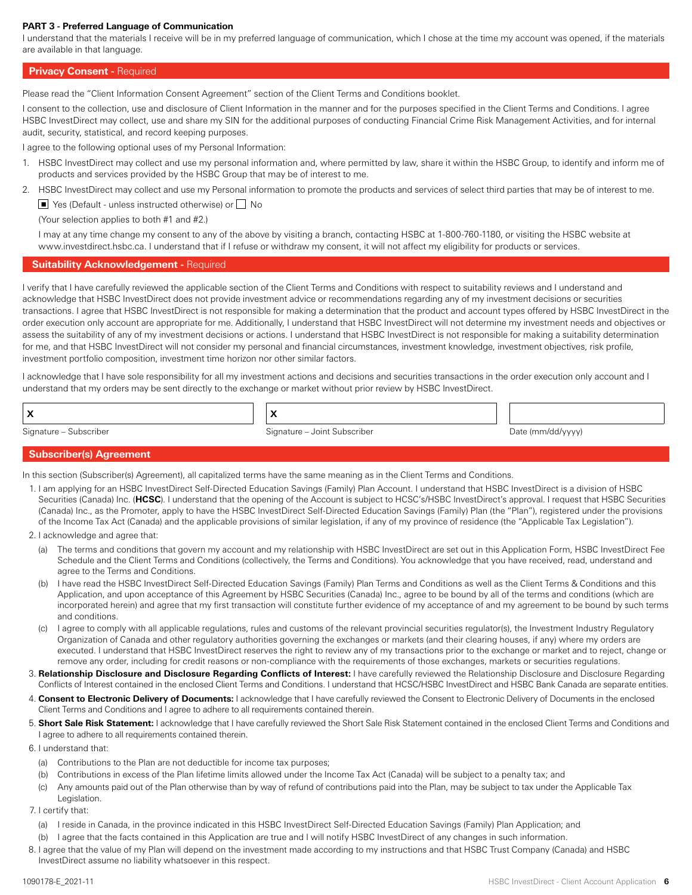**PART 3 - Preferred Language of Communication**

I understand that the materials I receive will be in my preferred language of communication, which I chose at the time my account was opened, if the materials are available in that language.

## **Privacy Consent** - Required

Please read the "Client Information Consent Agreement" section of the Client Terms and Conditions booklet.

I consent to the collection, use and disclosure of Client Information in the manner and for the purposes specified in the Client Terms and Conditions. I agree HSBC InvestDirect may collect, use and share my SIN for the additional purposes of conducting Financial Crime Risk Management Activities, and for internal audit, security, statistical, and record keeping purposes.

I agree to the following optional uses of my Personal Information:

1. HSBC InvestDirect may collect and use my personal information and, where permitted by law, share it within the HSBC Group, to identify and inform me of products and services provided by the HSBC Group that may be of interest to me.
2. HSBC InvestDirect may collect and use my Personal information to promote the products and services of select third parties that may be of interest to me.

   ☑ Yes (Default - unless instructed otherwise) or ☐ No

   (Your selection applies to both #1 and #2.)

   I may at any time change my consent to any of the above by visiting a branch, contacting HSBC at 1-800-760-1180, or visiting the HSBC website at www.investdirect.hsbc.ca. I understand that if I refuse or withdraw my consent, it will not affect my eligibility for products or services.

## **Suitability Acknowledgement** - Required

I verify that I have carefully reviewed the applicable section of the Client Terms and Conditions with respect to suitability reviews and I understand and acknowledge that HSBC InvestDirect does not provide investment advice or recommendations regarding any of my investment decisions or securities transactions. I agree that HSBC InvestDirect is not responsible for making a determination that the product and account types offered by HSBC InvestDirect in the order execution only account are appropriate for me. Additionally, I understand that HSBC InvestDirect will not determine my investment needs and objectives or assess the suitability of any of my investment decisions or actions. I understand that HSBC InvestDirect is not responsible for making a suitability determination for me, and that HSBC InvestDirect will not consider my personal and financial circumstances, investment knowledge, investment objectives, risk profile, investment portfolio composition, investment time horizon nor other similar factors.

I acknowledge that I have sole responsibility for all my investment actions and decisions and securities transactions in the order execution only account and I understand that my orders may be sent directly to the exchange or market without prior review by HSBC InvestDirect.

| X | X | |
|---|---|---|
| Signature – Subscriber | Signature – Joint Subscriber | Date (mm/dd/yyyy) |

## **Subscriber(s) Agreement**

In this section (Subscriber(s) Agreement), all capitalized terms have the same meaning as in the Client Terms and Conditions.

1. I am applying for an HSBC InvestDirect Self-Directed Education Savings (Family) Plan Account. I understand that HSBC InvestDirect is a division of HSBC Securities (Canada) Inc. (**HCSC**). I understand that the opening of the Account is subject to HCSC's/HSBC InvestDirect's approval. I request that HSBC Securities (Canada) Inc., as the Promoter, apply to have the HSBC InvestDirect Self-Directed Education Savings (Family) Plan (the "Plan"), registered under the provisions of the Income Tax Act (Canada) and the applicable provisions of similar legislation, if any of my province of residence (the "Applicable Tax Legislation").
2. I acknowledge and agree that:
   (a) The terms and conditions that govern my account and my relationship with HSBC InvestDirect are set out in this Application Form, HSBC InvestDirect Fee Schedule and the Client Terms and Conditions (collectively, the Terms and Conditions). You acknowledge that you have received, read, understand and agree to the Terms and Conditions.
   (b) I have read the HSBC InvestDirect Self-Directed Education Savings (Family) Plan Terms and Conditions as well as the Client Terms & Conditions and this Application, and upon acceptance of this Agreement by HSBC Securities (Canada) Inc., agree to be bound by all of the terms and conditions (which are incorporated herein) and agree that my first transaction will constitute further evidence of my acceptance of and my agreement to be bound by such terms and conditions.
   (c) I agree to comply with all applicable regulations, rules and customs of the relevant provincial securities regulator(s), the Investment Industry Regulatory Organization of Canada and other regulatory authorities governing the exchanges or markets (and their clearing houses, if any) where my orders are executed. I understand that HSBC InvestDirect reserves the right to review any of my transactions prior to the exchange or market and to reject, change or remove any order, including for credit reasons or non-compliance with the requirements of those exchanges, markets or securities regulations.
3. **Relationship Disclosure and Disclosure Regarding Conflicts of Interest:** I have carefully reviewed the Relationship Disclosure and Disclosure Regarding Conflicts of Interest contained in the enclosed Client Terms and Conditions. I understand that HCSC/HSBC InvestDirect and HSBC Bank Canada are separate entities.
4. **Consent to Electronic Delivery of Documents:** I acknowledge that I have carefully reviewed the Consent to Electronic Delivery of Documents in the enclosed Client Terms and Conditions and I agree to adhere to all requirements contained therein.
5. **Short Sale Risk Statement:** I acknowledge that I have carefully reviewed the Short Sale Risk Statement contained in the enclosed Client Terms and Conditions and I agree to adhere to all requirements contained therein.
6. I understand that:
   (a) Contributions to the Plan are not deductible for income tax purposes;
   (b) Contributions in excess of the Plan lifetime limits allowed under the Income Tax Act (Canada) will be subject to a penalty tax; and
   (c) Any amounts paid out of the Plan otherwise than by way of refund of contributions paid into the Plan, may be subject to tax under the Applicable Tax Legislation.
7. I certify that:
   (a) I reside in Canada, in the province indicated in this HSBC InvestDirect Self-Directed Education Savings (Family) Plan Application; and
   (b) I agree that the facts contained in this Application are true and I will notify HSBC InvestDirect of any changes in such information.
8. I agree that the value of my Plan will depend on the investment made according to my instructions and that HSBC Trust Company (Canada) and HSBC InvestDirect assume no liability whatsoever in this respect.

1090178-E_2021-11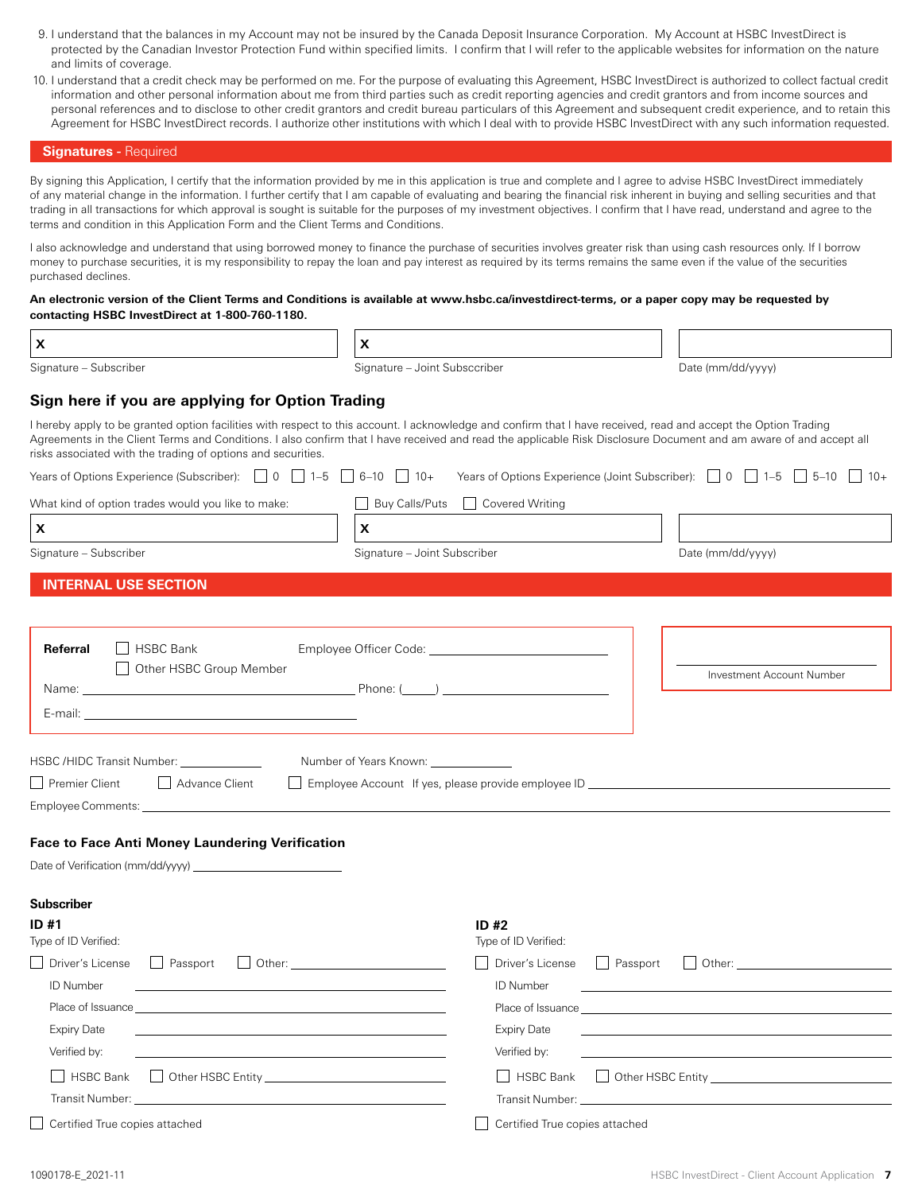9. I understand that the balances in my Account may not be insured by the Canada Deposit Insurance Corporation. My Account at HSBC InvestDirect is protected by the Canadian Investor Protection Fund within specified limits. I confirm that I will refer to the applicable websites for information on the nature and limits of coverage.
10. I understand that a credit check may be performed on me. For the purpose of evaluating this Agreement, HSBC InvestDirect is authorized to collect factual credit information and other personal information about me from third parties such as credit reporting agencies and credit grantors and from income sources and personal references and to disclose to other credit grantors and credit bureau particulars of this Agreement and subsequent credit experience, and to retain this Agreement for HSBC InvestDirect records. I authorize other institutions with which I deal with to provide HSBC InvestDirect with any such information requested.

## Signatures - Required

By signing this Application, I certify that the information provided by me in this application is true and complete and I agree to advise HSBC InvestDirect immediately of any material change in the information. I further certify that I am capable of evaluating and bearing the financial risk inherent in buying and selling securities and that trading in all transactions for which approval is sought is suitable for the purposes of my investment objectives. I confirm that I have read, understand and agree to the terms and condition in this Application Form and the Client Terms and Conditions.

I also acknowledge and understand that using borrowed money to finance the purchase of securities involves greater risk than using cash resources only. If I borrow money to purchase securities, it is my responsibility to repay the loan and pay interest as required by its terms remains the same even if the value of the securities purchased declines.

**An electronic version of the Client Terms and Conditions is available at www.hsbc.ca/investdirect-terms, or a paper copy may be requested by contacting HSBC InvestDirect at 1-800-760-1180.**

| X | X | |
|---|---|---|
| Signature – Subscriber | Signature – Joint Subsccriber | Date (mm/dd/yyyy) |

### Sign here if you are applying for Option Trading

I hereby apply to be granted option facilities with respect to this account. I acknowledge and confirm that I have received, read and accept the Option Trading Agreements in the Client Terms and Conditions. I also confirm that I have received and read the applicable Risk Disclosure Document and am aware of and accept all risks associated with the trading of options and securities.

Years of Options Experience (Subscriber): ☐ 0 ☐ 1–5 ☐ 6–10 ☐ 10+   Years of Options Experience (Joint Subscriber): ☐ 0 ☐ 1–5 ☐ 5–10 ☐ 10+

What kind of option trades would you like to make: ☐ Buy Calls/Puts ☐ Covered Writing

| X | X | |
|---|---|---|
| Signature – Subscriber | Signature – Joint Subscriber | Date (mm/dd/yyyy) |

## INTERNAL USE SECTION

**Referral** ☐ HSBC Bank ☐ Other HSBC Group Member   Employee Officer Code: ____________

Name: ____________ Phone: (____) ____________

E-mail: ____________

____________
Investment Account Number

HSBC /HIDC Transit Number: ____________   Number of Years Known: ____________

☐ Premier Client ☐ Advance Client ☐ Employee Account If yes, please provide employee ID ____________

Employee Comments: ____________

### Face to Face Anti Money Laundering Verification

Date of Verification (mm/dd/yyyy) ____________

**Subscriber**

**ID #1**

Type of ID Verified:

☐ Driver's License ☐ Passport ☐ Other: ____________

ID Number ____________

Place of Issuance ____________

Expiry Date ____________

Verified by: ____________

☐ HSBC Bank ☐ Other HSBC Entity ____________

Transit Number: ____________

☐ Certified True copies attached

**ID #2**

Type of ID Verified:

☐ Driver's License ☐ Passport ☐ Other: ____________

ID Number ____________

Place of Issuance ____________

Expiry Date ____________

Verified by: ____________

☐ HSBC Bank ☐ Other HSBC Entity ____________

Transit Number: ____________

☐ Certified True copies attached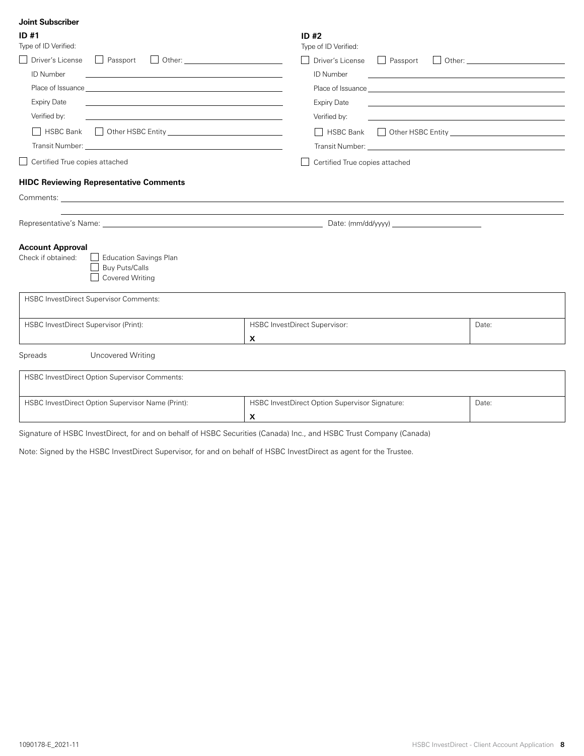**Joint Subscriber**

**ID #1**

Type of ID Verified:

☐ Driver's License ☐ Passport ☐ Other: \_\_\_\_\_\_\_\_\_\_\_\_\_\_\_\_

ID Number \_\_\_\_\_\_\_\_\_\_\_\_\_\_\_\_

Place of Issuance \_\_\_\_\_\_\_\_\_\_\_\_\_\_\_\_

Expiry Date \_\_\_\_\_\_\_\_\_\_\_\_\_\_\_\_

Verified by: \_\_\_\_\_\_\_\_\_\_\_\_\_\_\_\_

☐ HSBC Bank ☐ Other HSBC Entity \_\_\_\_\_\_\_\_\_\_\_\_\_\_\_\_

Transit Number: \_\_\_\_\_\_\_\_\_\_\_\_\_\_\_\_

☐ Certified True copies attached

**ID #2**

Type of ID Verified:

☐ Driver's License ☐ Passport ☐ Other: \_\_\_\_\_\_\_\_\_\_\_\_\_\_\_\_

ID Number \_\_\_\_\_\_\_\_\_\_\_\_\_\_\_\_

Place of Issuance \_\_\_\_\_\_\_\_\_\_\_\_\_\_\_\_

Expiry Date \_\_\_\_\_\_\_\_\_\_\_\_\_\_\_\_

Verified by: \_\_\_\_\_\_\_\_\_\_\_\_\_\_\_\_

☐ HSBC Bank ☐ Other HSBC Entity \_\_\_\_\_\_\_\_\_\_\_\_\_\_\_\_

Transit Number: \_\_\_\_\_\_\_\_\_\_\_\_\_\_\_\_

☐ Certified True copies attached

**HIDC Reviewing Representative Comments**

Comments: \_\_\_\_\_\_\_\_\_\_\_\_\_\_\_\_

Representative's Name: \_\_\_\_\_\_\_\_\_\_\_\_\_\_\_\_ Date: (mm/dd/yyyy) \_\_\_\_\_\_\_\_\_\_\_\_\_\_\_\_

**Account Approval**

Check if obtained:

☐ Education Savings Plan
☐ Buy Puts/Calls
☐ Covered Writing

| | | |
|---|---|---|
| HSBC InvestDirect Supervisor Comments: | | |
| HSBC InvestDirect Supervisor (Print): | HSBC InvestDirect Supervisor:<br>**X** | Date: |

Spreads Uncovered Writing

| | | |
|---|---|---|
| HSBC InvestDirect Option Supervisor Comments: | | |
| HSBC InvestDirect Option Supervisor Name (Print): | HSBC InvestDirect Option Supervisor Signature:<br>**X** | Date: |

Signature of HSBC InvestDirect, for and on behalf of HSBC Securities (Canada) Inc., and HSBC Trust Company (Canada)

Note: Signed by the HSBC InvestDirect Supervisor, for and on behalf of HSBC InvestDirect as agent for the Trustee.

1090178-E_2021-11